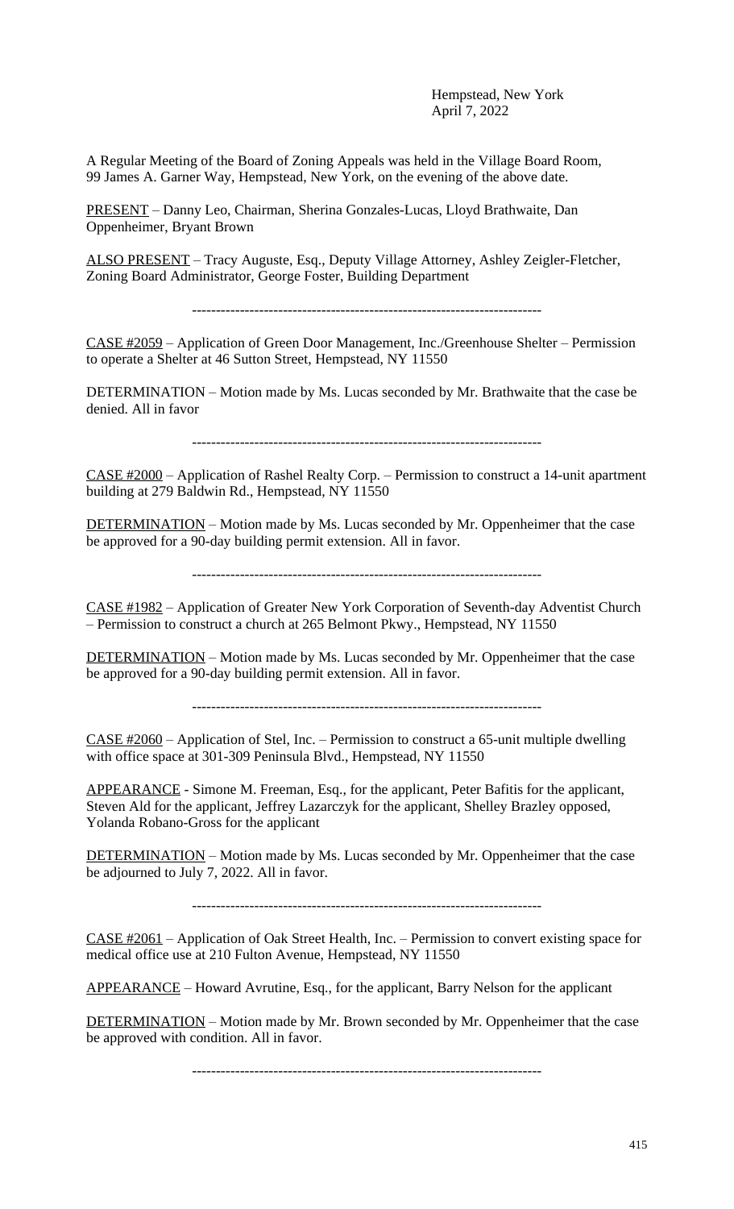Hempstead, New York
April 7, 2022

A Regular Meeting of the Board of Zoning Appeals was held in the Village Board Room, 99 James A. Garner Way, Hempstead, New York, on the evening of the above date.

PRESENT – Danny Leo, Chairman, Sherina Gonzales-Lucas, Lloyd Brathwaite, Dan Oppenheimer, Bryant Brown

ALSO PRESENT – Tracy Auguste, Esq., Deputy Village Attorney, Ashley Zeigler-Fletcher, Zoning Board Administrator, George Foster, Building Department

---

CASE #2059 – Application of Green Door Management, Inc./Greenhouse Shelter – Permission to operate a Shelter at 46 Sutton Street, Hempstead, NY 11550

DETERMINATION – Motion made by Ms. Lucas seconded by Mr. Brathwaite that the case be denied. All in favor

---

CASE #2000 – Application of Rashel Realty Corp. – Permission to construct a 14-unit apartment building at 279 Baldwin Rd., Hempstead, NY 11550

DETERMINATION – Motion made by Ms. Lucas seconded by Mr. Oppenheimer that the case be approved for a 90-day building permit extension. All in favor.

---

CASE #1982 – Application of Greater New York Corporation of Seventh-day Adventist Church – Permission to construct a church at 265 Belmont Pkwy., Hempstead, NY 11550

DETERMINATION – Motion made by Ms. Lucas seconded by Mr. Oppenheimer that the case be approved for a 90-day building permit extension. All in favor.

---

CASE #2060 – Application of Stel, Inc. – Permission to construct a 65-unit multiple dwelling with office space at 301-309 Peninsula Blvd., Hempstead, NY 11550

APPEARANCE - Simone M. Freeman, Esq., for the applicant, Peter Bafitis for the applicant, Steven Ald for the applicant, Jeffrey Lazarczyk for the applicant, Shelley Brazley opposed, Yolanda Robano-Gross for the applicant

DETERMINATION – Motion made by Ms. Lucas seconded by Mr. Oppenheimer that the case be adjourned to July 7, 2022. All in favor.

---

CASE #2061 – Application of Oak Street Health, Inc. – Permission to convert existing space for medical office use at 210 Fulton Avenue, Hempstead, NY 11550

APPEARANCE – Howard Avrutine, Esq., for the applicant, Barry Nelson for the applicant

DETERMINATION – Motion made by Mr. Brown seconded by Mr. Oppenheimer that the case be approved with condition. All in favor.

---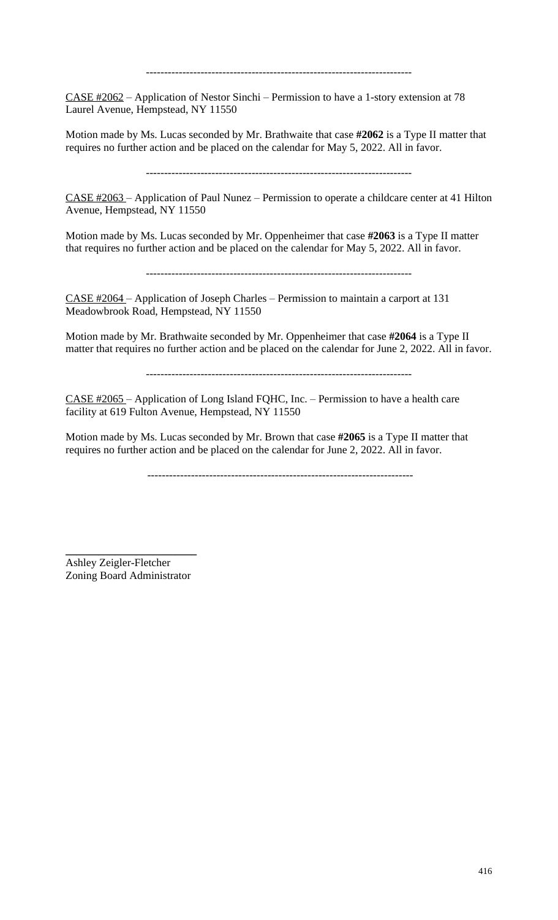------------------------------------------------------------------------

CASE #2062 – Application of Nestor Sinchi – Permission to have a 1-story extension at 78 Laurel Avenue, Hempstead, NY 11550

Motion made by Ms. Lucas seconded by Mr. Brathwaite that case **#2062** is a Type II matter that requires no further action and be placed on the calendar for May 5, 2022. All in favor.

------------------------------------------------------------------------

CASE #2063 – Application of Paul Nunez – Permission to operate a childcare center at 41 Hilton Avenue, Hempstead, NY 11550

Motion made by Ms. Lucas seconded by Mr. Oppenheimer that case **#2063** is a Type II matter that requires no further action and be placed on the calendar for May 5, 2022. All in favor.

------------------------------------------------------------------------

CASE #2064 – Application of Joseph Charles – Permission to maintain a carport at 131 Meadowbrook Road, Hempstead, NY 11550

Motion made by Mr. Brathwaite seconded by Mr. Oppenheimer that case **#2064** is a Type II matter that requires no further action and be placed on the calendar for June 2, 2022. All in favor.

------------------------------------------------------------------------

CASE #2065 – Application of Long Island FQHC, Inc. – Permission to have a health care facility at 619 Fulton Avenue, Hempstead, NY 11550

Motion made by Ms. Lucas seconded by Mr. Brown that case **#2065** is a Type II matter that requires no further action and be placed on the calendar for June 2, 2022. All in favor.

------------------------------------------------------------------------

Ashley Zeigler-Fletcher
Zoning Board Administrator